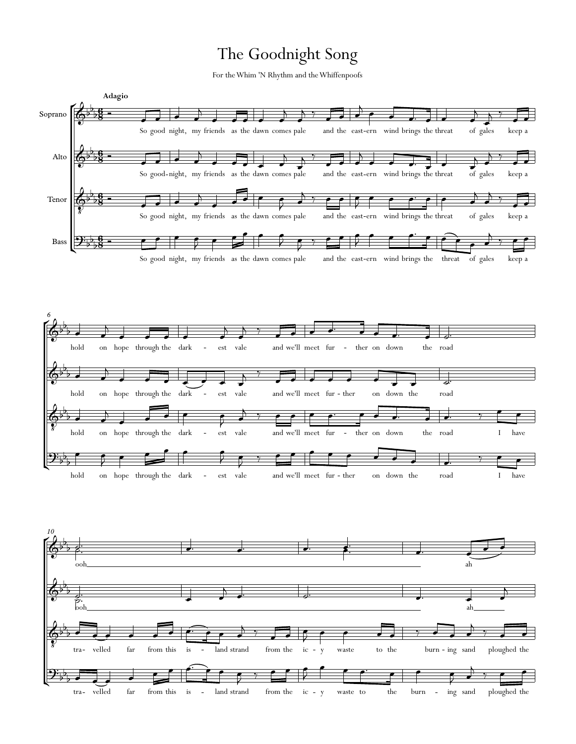# The Goodnight Song

For the Whim 'N Rhythm and the Whiffenpoofs

**Adagio**

Soprano, Alto, Tenor, Bass

So good night, my friends as the dawn comes pale and the east-ern wind brings the threat of gales keep a hold on hope through the dark - est vale and we'll meet fur - ther on down the road

I have tra- velled far from this is - land strand from the ic - y waste to the burn - ing sand ploughed the

ooh ah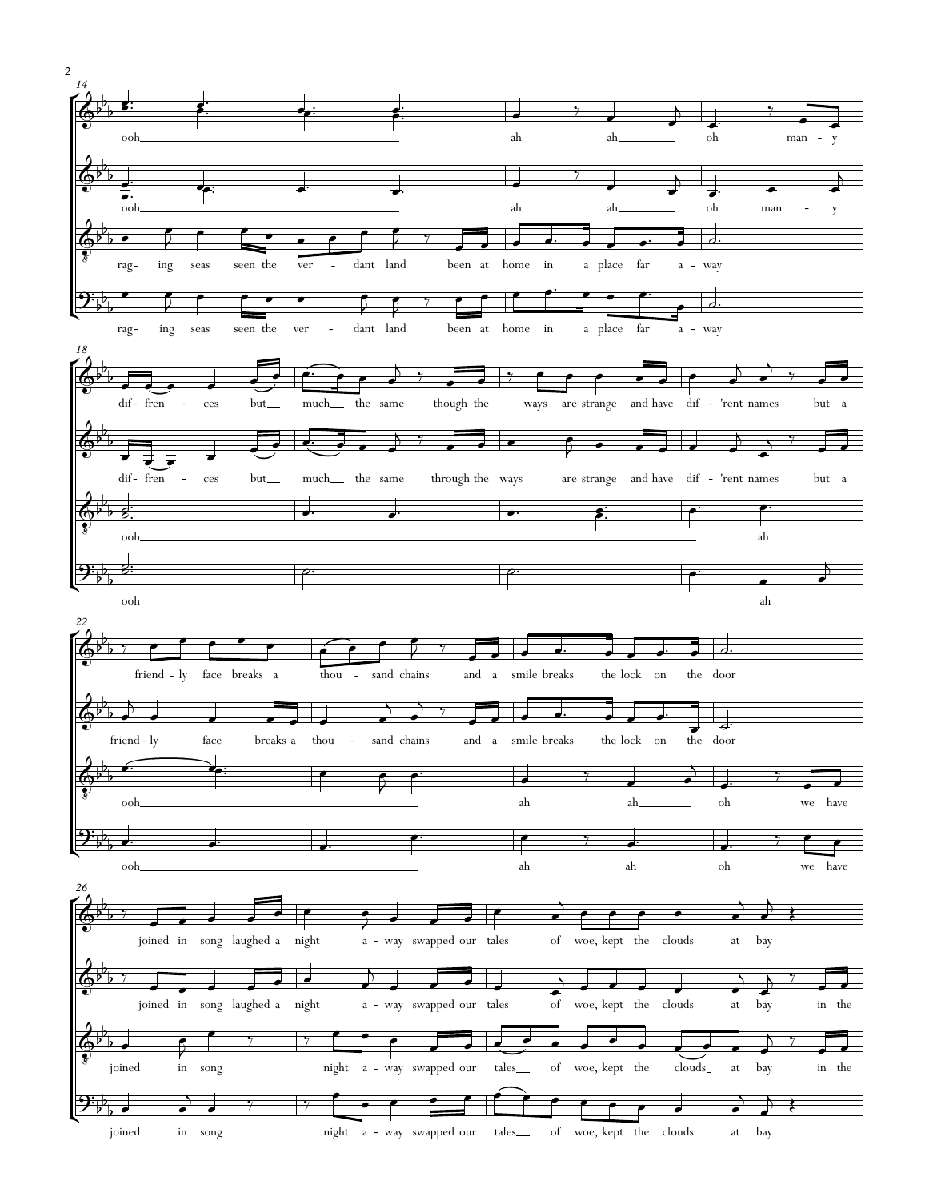14

ooh ah ah oh man - y

boh ah ah oh man - y

rag- ing seas seen the ver - dant land been at home in a place far a - way

rag- ing seas seen the ver - dant land been at home in a place far a - way

18

dif- fren - ces but much the same though the ways are strange and have dif - 'rent names but a

dif- fren - ces but much the same through the ways are strange and have dif - 'rent names but a

ooh ah

ooh ah

22

friend - ly face breaks a thou - sand chains and a smile breaks the lock on the door

friend - ly face breaks a thou - sand chains and a smile breaks the lock on the door

ooh ah ah oh we have

ooh ah ah oh we have

26

joined in song laughed a night a - way swapped our tales of woe, kept the clouds at bay

joined in song laughed a night a - way swapped our tales of woe, kept the clouds at bay in the

joined in song night a - way swapped our tales of woe, kept the clouds at bay in the

joined in song night a - way swapped our tales of woe, kept the clouds at bay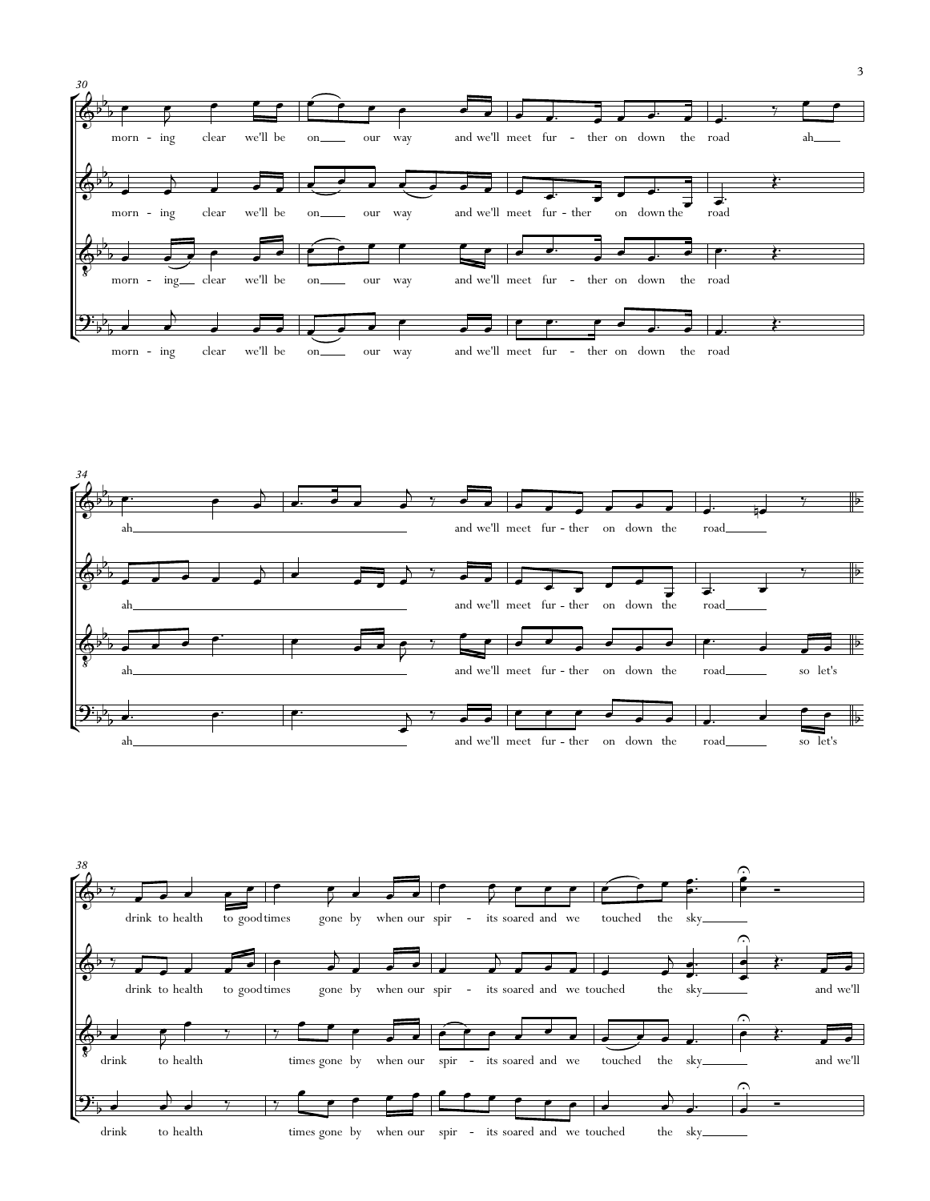morn - ing clear we'll be on our way and we'll meet fur - ther on down the road ah

morn - ing clear we'll be on our way and we'll meet fur - ther on down the road

morn - ing clear we'll be on our way and we'll meet fur - ther on down the road

morn - ing clear we'll be on our way and we'll meet fur - ther on down the road

ah and we'll meet fur - ther on down the road

ah and we'll meet fur - ther on down the road

ah and we'll meet fur - ther on down the road so let's

ah and we'll meet fur - ther on down the road so let's

drink to health to good times gone by when our spir - its soared and we touched the sky

drink to health to good times gone by when our spir - its soared and we touched the sky and we'll

drink to health times gone by when our spir - its soared and we touched the sky and we'll

drink to health times gone by when our spir - its soared and we touched the sky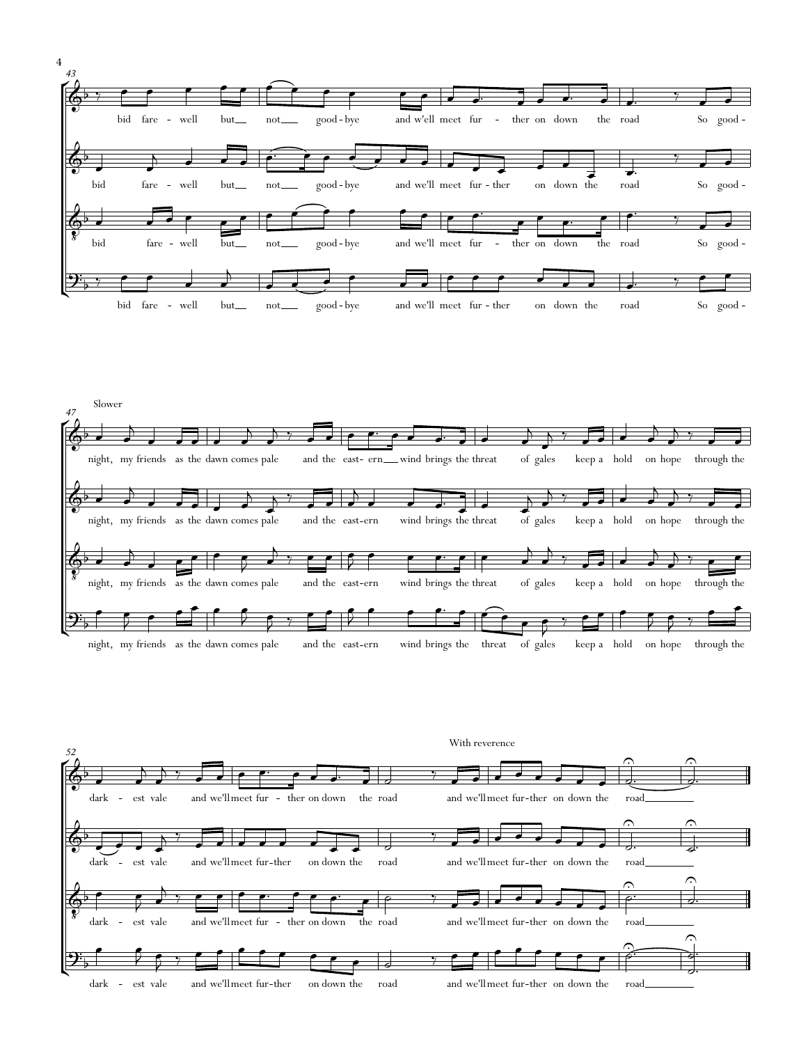Slower

With reverence